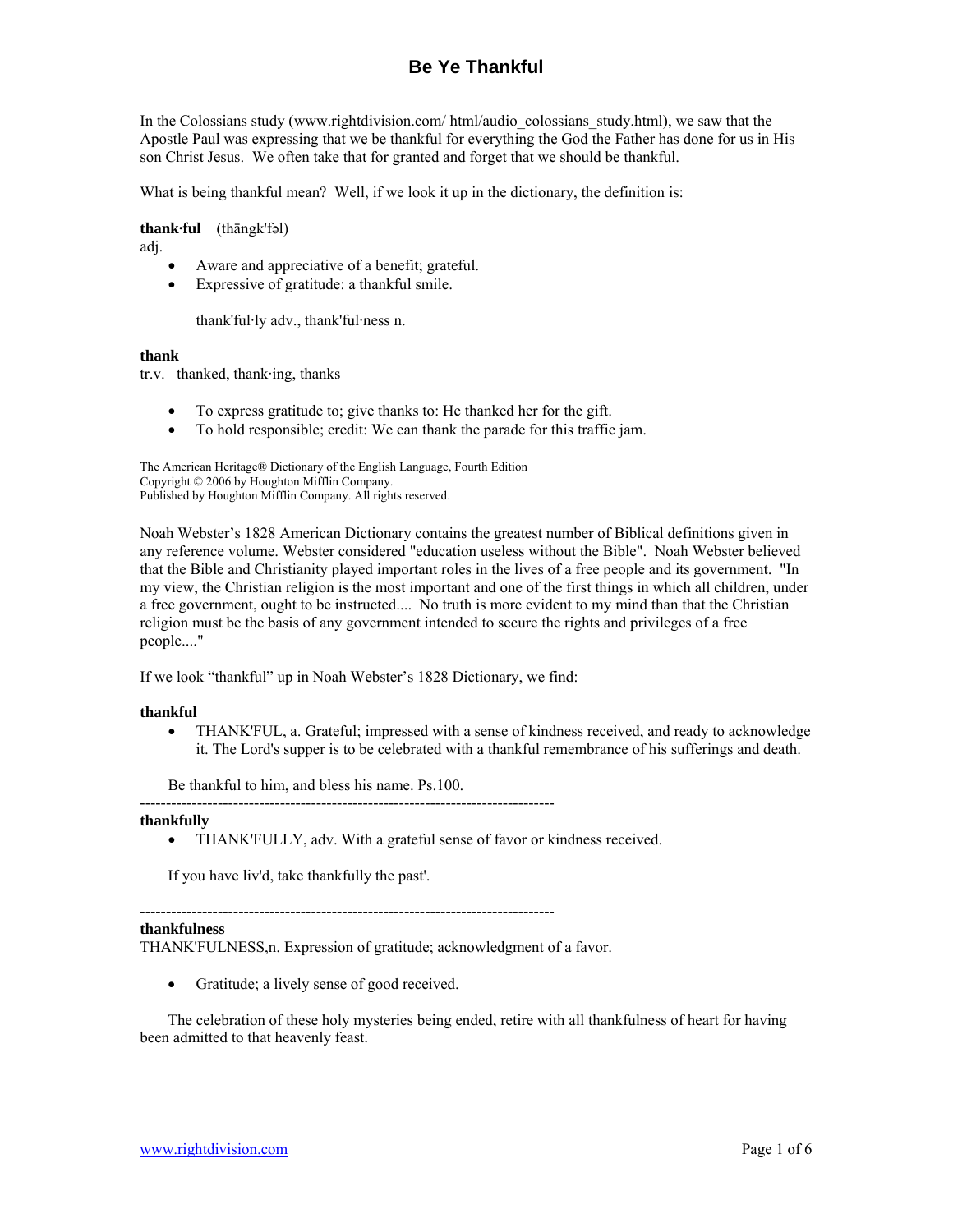# Be Ye Thankful

In the Colossians study (www.rightdivision.com/ html/audio_colossians_study.html), we saw that the Apostle Paul was expressing that we be thankful for everything the God the Father has done for us in His son Christ Jesus. We often take that for granted and forget that we should be thankful.

What is being thankful mean? Well, if we look it up in the dictionary, the definition is:

**thank·ful** (thăngk'fəl)
adj.

- Aware and appreciative of a benefit; grateful.
- Expressive of gratitude: a thankful smile.

  thank'ful·ly adv., thank'ful·ness n.

**thank**
tr.v. thanked, thank·ing, thanks

- To express gratitude to; give thanks to: He thanked her for the gift.
- To hold responsible; credit: We can thank the parade for this traffic jam.

The American Heritage® Dictionary of the English Language, Fourth Edition
Copyright © 2006 by Houghton Mifflin Company.
Published by Houghton Mifflin Company. All rights reserved.

Noah Webster's 1828 American Dictionary contains the greatest number of Biblical definitions given in any reference volume. Webster considered "education useless without the Bible". Noah Webster believed that the Bible and Christianity played important roles in the lives of a free people and its government. "In my view, the Christian religion is the most important and one of the first things in which all children, under a free government, ought to be instructed.... No truth is more evident to my mind than that the Christian religion must be the basis of any government intended to secure the rights and privileges of a free people...."

If we look "thankful" up in Noah Webster's 1828 Dictionary, we find:

**thankful**

- THANK'FUL, a. Grateful; impressed with a sense of kindness received, and ready to acknowledge it. The Lord's supper is to be celebrated with a thankful remembrance of his sufferings and death.

  Be thankful to him, and bless his name. Ps.100.

--------------------------------------------------------------------------------

**thankfully**

- THANK'FULLY, adv. With a grateful sense of favor or kindness received.

  If you have liv'd, take thankfully the past'.

--------------------------------------------------------------------------------

**thankfulness**
THANK'FULNESS,n. Expression of gratitude; acknowledgment of a favor.

- Gratitude; a lively sense of good received.

  The celebration of these holy mysteries being ended, retire with all thankfulness of heart for having been admitted to that heavenly feast.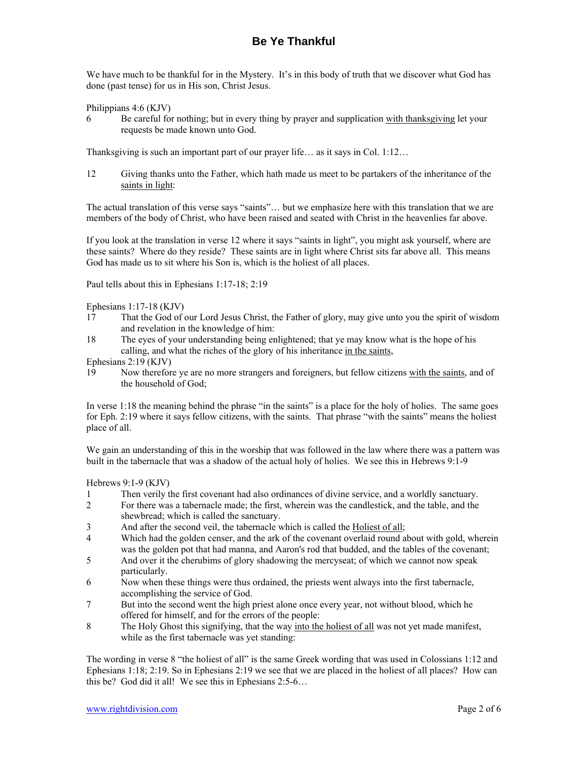# Be Ye Thankful

We have much to be thankful for in the Mystery. It's in this body of truth that we discover what God has done (past tense) for us in His son, Christ Jesus.

Philippians 4:6 (KJV)

6 Be careful for nothing; but in every thing by prayer and supplication <u>with thanksgiving</u> let your requests be made known unto God.

Thanksgiving is such an important part of our prayer life… as it says in Col. 1:12…

12 Giving thanks unto the Father, which hath made us meet to be partakers of the inheritance of the <u>saints in light</u>:

The actual translation of this verse says "saints"… but we emphasize here with this translation that we are members of the body of Christ, who have been raised and seated with Christ in the heavenlies far above.

If you look at the translation in verse 12 where it says "saints in light", you might ask yourself, where are these saints? Where do they reside? These saints are in light where Christ sits far above all. This means God has made us to sit where his Son is, which is the holiest of all places.

Paul tells about this in Ephesians 1:17-18; 2:19

Ephesians 1:17-18 (KJV)

17 That the God of our Lord Jesus Christ, the Father of glory, may give unto you the spirit of wisdom and revelation in the knowledge of him:

18 The eyes of your understanding being enlightened; that ye may know what is the hope of his calling, and what the riches of the glory of his inheritance <u>in the saints</u>,

Ephesians 2:19 (KJV)

19 Now therefore ye are no more strangers and foreigners, but fellow citizens <u>with the saints</u>, and of the household of God;

In verse 1:18 the meaning behind the phrase "in the saints" is a place for the holy of holies. The same goes for Eph. 2:19 where it says fellow citizens, with the saints. That phrase "with the saints" means the holiest place of all.

We gain an understanding of this in the worship that was followed in the law where there was a pattern was built in the tabernacle that was a shadow of the actual holy of holies. We see this in Hebrews 9:1-9

Hebrews 9:1-9 (KJV)

1 Then verily the first covenant had also ordinances of divine service, and a worldly sanctuary.

2 For there was a tabernacle made; the first, wherein was the candlestick, and the table, and the shewbread; which is called the sanctuary.

3 And after the second veil, the tabernacle which is called the <u>Holiest of all</u>;

4 Which had the golden censer, and the ark of the covenant overlaid round about with gold, wherein was the golden pot that had manna, and Aaron's rod that budded, and the tables of the covenant;

5 And over it the cherubims of glory shadowing the mercyseat; of which we cannot now speak particularly.

6 Now when these things were thus ordained, the priests went always into the first tabernacle, accomplishing the service of God.

7 But into the second went the high priest alone once every year, not without blood, which he offered for himself, and for the errors of the people:

8 The Holy Ghost this signifying, that the way <u>into the holiest of all</u> was not yet made manifest, while as the first tabernacle was yet standing:

The wording in verse 8 "the holiest of all" is the same Greek wording that was used in Colossians 1:12 and Ephesians 1:18; 2:19. So in Ephesians 2:19 we see that we are placed in the holiest of all places? How can this be? God did it all! We see this in Ephesians 2:5-6…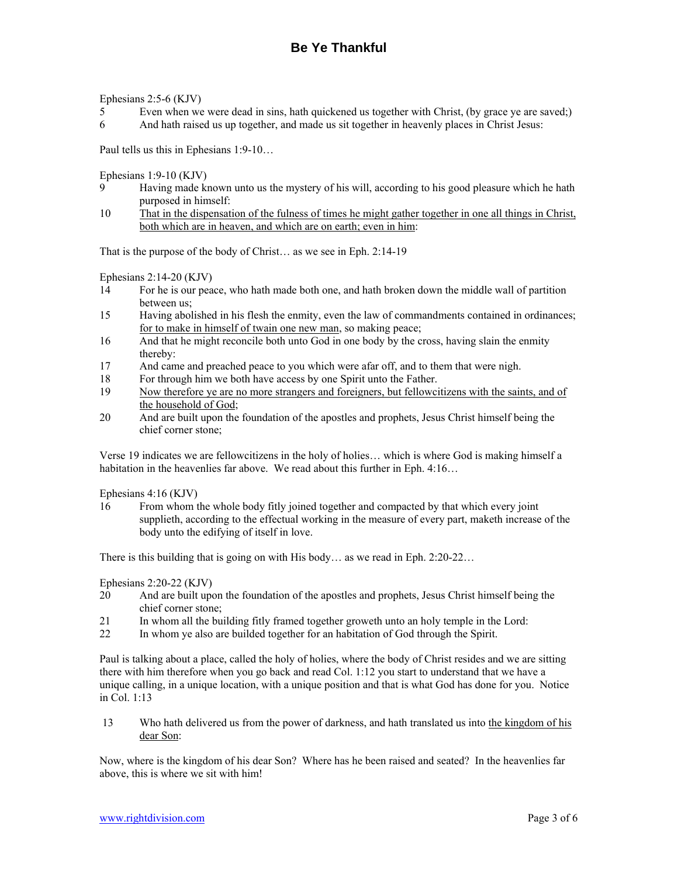# Be Ye Thankful

Ephesians 2:5-6 (KJV)

5 Even when we were dead in sins, hath quickened us together with Christ, (by grace ye are saved;)

6 And hath raised us up together, and made us sit together in heavenly places in Christ Jesus:

Paul tells us this in Ephesians 1:9-10…

Ephesians 1:9-10 (KJV)

9 Having made known unto us the mystery of his will, according to his good pleasure which he hath purposed in himself:

10 <u>That in the dispensation of the fulness of times he might gather together in one all things in Christ, both which are in heaven, and which are on earth; even in him</u>:

That is the purpose of the body of Christ… as we see in Eph. 2:14-19

Ephesians 2:14-20 (KJV)

14 For he is our peace, who hath made both one, and hath broken down the middle wall of partition between us;

15 Having abolished in his flesh the enmity, even the law of commandments contained in ordinances; <u>for to make in himself of twain one new man</u>, so making peace;

16 And that he might reconcile both unto God in one body by the cross, having slain the enmity thereby:

17 And came and preached peace to you which were afar off, and to them that were nigh.

18 For through him we both have access by one Spirit unto the Father.

19 <u>Now therefore ye are no more strangers and foreigners, but fellowcitizens with the saints, and of the household of God</u>;

20 And are built upon the foundation of the apostles and prophets, Jesus Christ himself being the chief corner stone;

Verse 19 indicates we are fellowcitizens in the holy of holies… which is where God is making himself a habitation in the heavenlies far above. We read about this further in Eph. 4:16…

Ephesians 4:16 (KJV)

16 From whom the whole body fitly joined together and compacted by that which every joint supplieth, according to the effectual working in the measure of every part, maketh increase of the body unto the edifying of itself in love.

There is this building that is going on with His body… as we read in Eph. 2:20-22…

Ephesians 2:20-22 (KJV)

20 And are built upon the foundation of the apostles and prophets, Jesus Christ himself being the chief corner stone;

21 In whom all the building fitly framed together groweth unto an holy temple in the Lord:

22 In whom ye also are builded together for an habitation of God through the Spirit.

Paul is talking about a place, called the holy of holies, where the body of Christ resides and we are sitting there with him therefore when you go back and read Col. 1:12 you start to understand that we have a unique calling, in a unique location, with a unique position and that is what God has done for you. Notice in Col. 1:13

13 Who hath delivered us from the power of darkness, and hath translated us into <u>the kingdom of his dear Son</u>:

Now, where is the kingdom of his dear Son? Where has he been raised and seated? In the heavenlies far above, this is where we sit with him!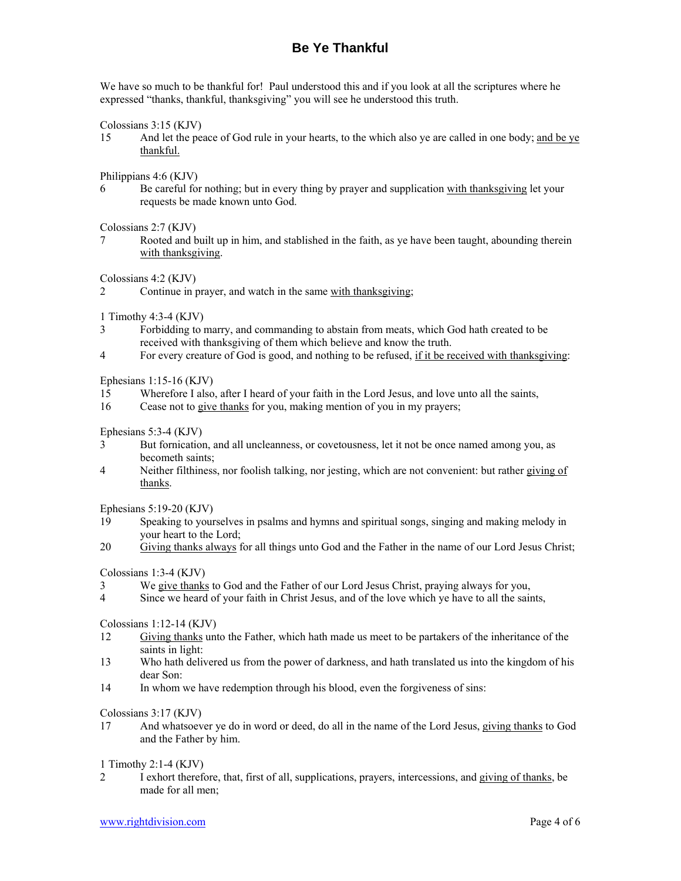# Be Ye Thankful

We have so much to be thankful for! Paul understood this and if you look at all the scriptures where he expressed "thanks, thankful, thanksgiving" you will see he understood this truth.

Colossians 3:15 (KJV)

15 And let the peace of God rule in your hearts, to the which also ye are called in one body; <u>and be ye thankful.</u>

Philippians 4:6 (KJV)

6 Be careful for nothing; but in every thing by prayer and supplication <u>with thanksgiving</u> let your requests be made known unto God.

Colossians 2:7 (KJV)

7 Rooted and built up in him, and stablished in the faith, as ye have been taught, abounding therein <u>with thanksgiving</u>.

Colossians 4:2 (KJV)

2 Continue in prayer, and watch in the same <u>with thanksgiving</u>;

1 Timothy 4:3-4 (KJV)

3 Forbidding to marry, and commanding to abstain from meats, which God hath created to be received with thanksgiving of them which believe and know the truth.
4 For every creature of God is good, and nothing to be refused, <u>if it be received with thanksgiving</u>:

Ephesians 1:15-16 (KJV)

15 Wherefore I also, after I heard of your faith in the Lord Jesus, and love unto all the saints,
16 Cease not to <u>give thanks</u> for you, making mention of you in my prayers;

Ephesians 5:3-4 (KJV)

3 But fornication, and all uncleanness, or covetousness, let it not be once named among you, as becometh saints;
4 Neither filthiness, nor foolish talking, nor jesting, which are not convenient: but rather <u>giving of thanks</u>.

Ephesians 5:19-20 (KJV)

19 Speaking to yourselves in psalms and hymns and spiritual songs, singing and making melody in your heart to the Lord;
20 <u>Giving thanks always</u> for all things unto God and the Father in the name of our Lord Jesus Christ;

Colossians 1:3-4 (KJV)

3 We <u>give thanks</u> to God and the Father of our Lord Jesus Christ, praying always for you,
4 Since we heard of your faith in Christ Jesus, and of the love which ye have to all the saints,

Colossians 1:12-14 (KJV)

12 <u>Giving thanks</u> unto the Father, which hath made us meet to be partakers of the inheritance of the saints in light:
13 Who hath delivered us from the power of darkness, and hath translated us into the kingdom of his dear Son:
14 In whom we have redemption through his blood, even the forgiveness of sins:

Colossians 3:17 (KJV)

17 And whatsoever ye do in word or deed, do all in the name of the Lord Jesus, <u>giving thanks</u> to God and the Father by him.

1 Timothy 2:1-4 (KJV)

2 I exhort therefore, that, first of all, supplications, prayers, intercessions, and <u>giving of thanks</u>, be made for all men;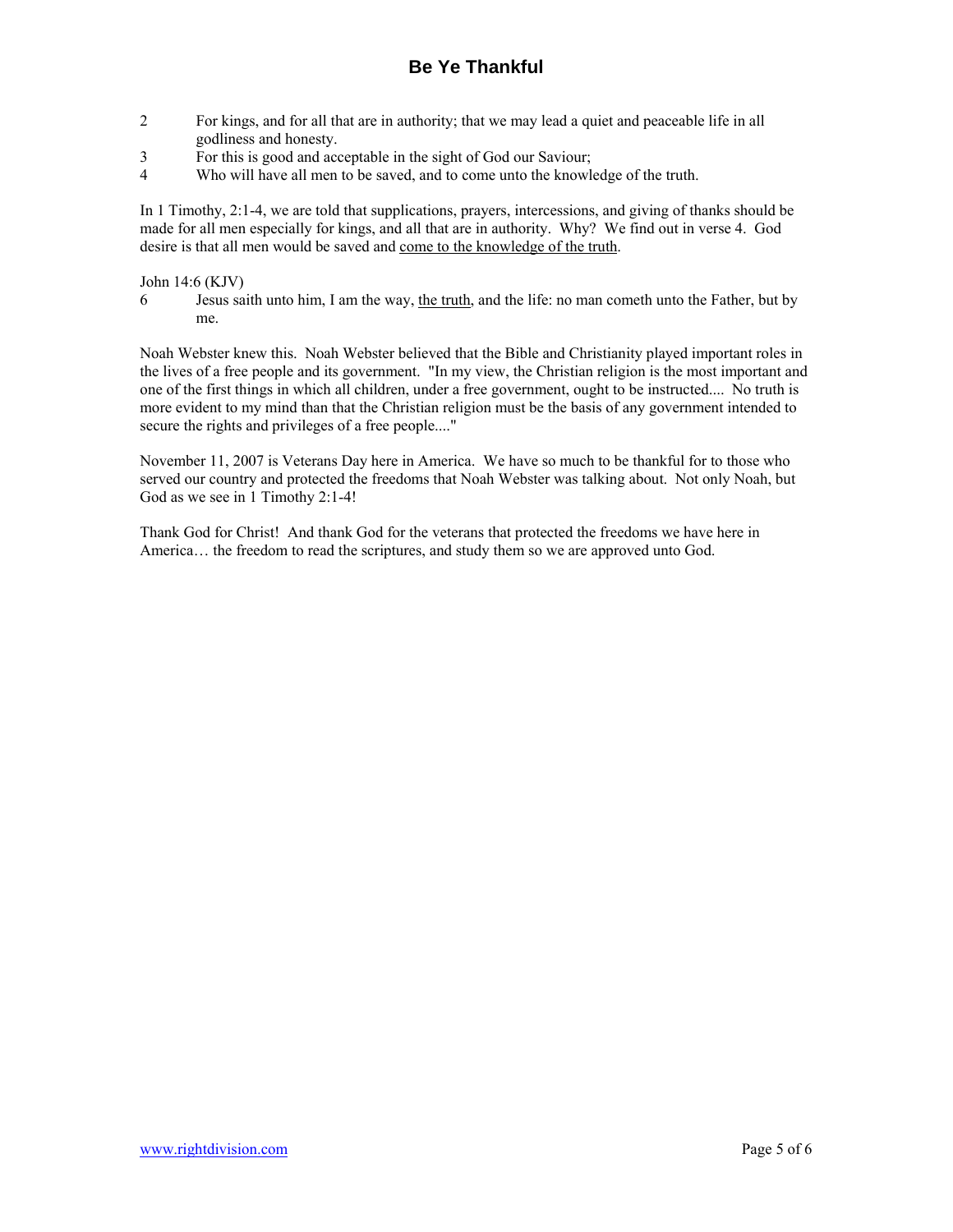2 For kings, and for all that are in authority; that we may lead a quiet and peaceable life in all godliness and honesty.
3 For this is good and acceptable in the sight of God our Saviour;
4 Who will have all men to be saved, and to come unto the knowledge of the truth.

In 1 Timothy, 2:1-4, we are told that supplications, prayers, intercessions, and giving of thanks should be made for all men especially for kings, and all that are in authority. Why? We find out in verse 4. God desire is that all men would be saved and <u>come to the knowledge of the truth</u>.

John 14:6 (KJV)
6 Jesus saith unto him, I am the way, <u>the truth</u>, and the life: no man cometh unto the Father, but by me.

Noah Webster knew this. Noah Webster believed that the Bible and Christianity played important roles in the lives of a free people and its government. "In my view, the Christian religion is the most important and one of the first things in which all children, under a free government, ought to be instructed.... No truth is more evident to my mind than that the Christian religion must be the basis of any government intended to secure the rights and privileges of a free people...."

November 11, 2007 is Veterans Day here in America. We have so much to be thankful for to those who served our country and protected the freedoms that Noah Webster was talking about. Not only Noah, but God as we see in 1 Timothy 2:1-4!

Thank God for Christ! And thank God for the veterans that protected the freedoms we have here in America… the freedom to read the scriptures, and study them so we are approved unto God.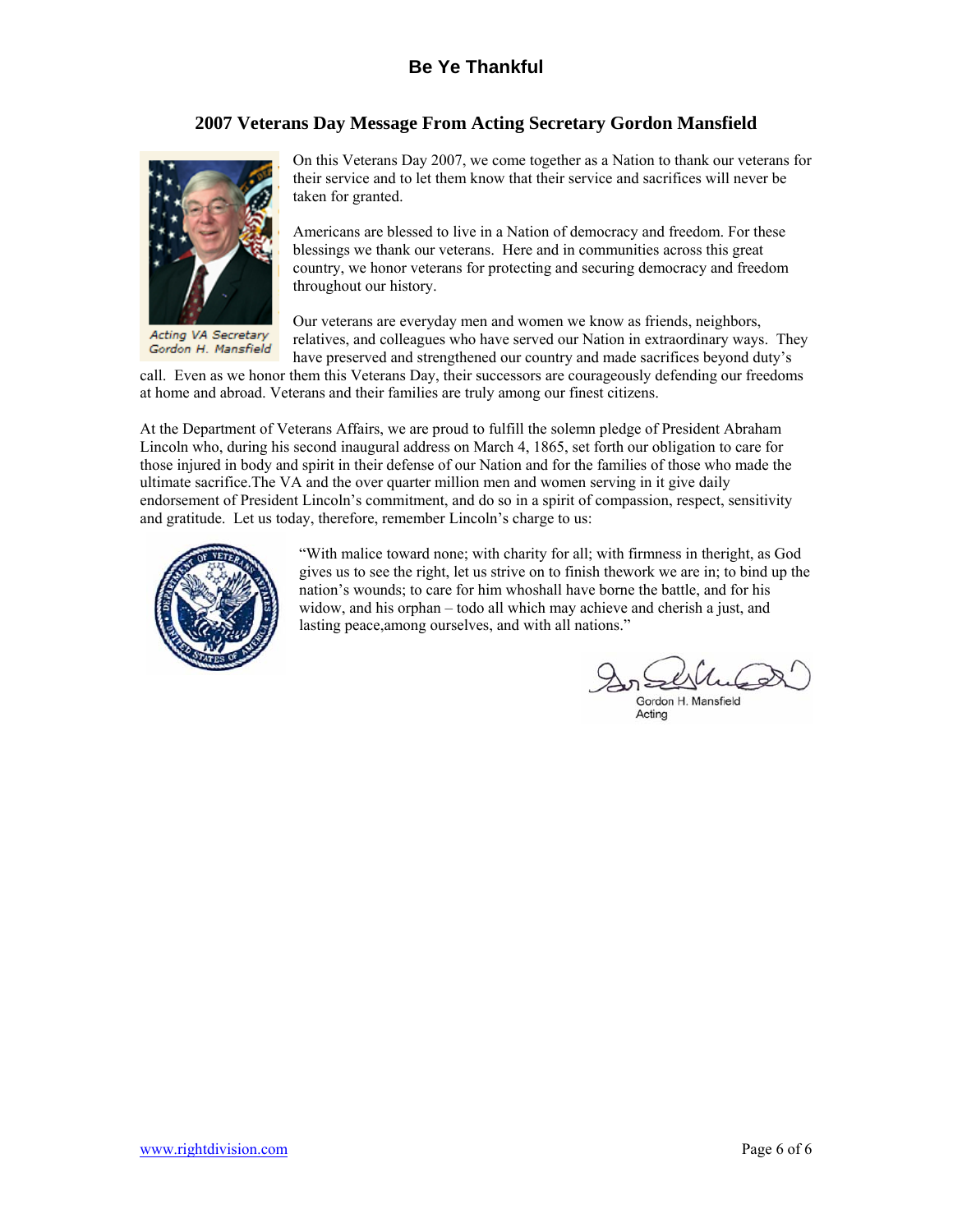# Be Ye Thankful

## 2007 Veterans Day Message From Acting Secretary Gordon Mansfield

Acting VA Secretary Gordon H. Mansfield

On this Veterans Day 2007, we come together as a Nation to thank our veterans for their service and to let them know that their service and sacrifices will never be taken for granted.

Americans are blessed to live in a Nation of democracy and freedom. For these blessings we thank our veterans. Here and in communities across this great country, we honor veterans for protecting and securing democracy and freedom throughout our history.

Our veterans are everyday men and women we know as friends, neighbors, relatives, and colleagues who have served our Nation in extraordinary ways. They have preserved and strengthened our country and made sacrifices beyond duty's call. Even as we honor them this Veterans Day, their successors are courageously defending our freedoms at home and abroad. Veterans and their families are truly among our finest citizens.

At the Department of Veterans Affairs, we are proud to fulfill the solemn pledge of President Abraham Lincoln who, during his second inaugural address on March 4, 1865, set forth our obligation to care for those injured in body and spirit in their defense of our Nation and for the families of those who made the ultimate sacrifice.The VA and the over quarter million men and women serving in it give daily endorsement of President Lincoln's commitment, and do so in a spirit of compassion, respect, sensitivity and gratitude. Let us today, therefore, remember Lincoln's charge to us:

"With malice toward none; with charity for all; with firmness in theright, as God gives us to see the right, let us strive on to finish thework we are in; to bind up the nation's wounds; to care for him whoshall have borne the battle, and for his widow, and his orphan – todo all which may achieve and cherish a just, and lasting peace,among ourselves, and with all nations."

Gordon H. Mansfield
Acting

www.rightdivision.com